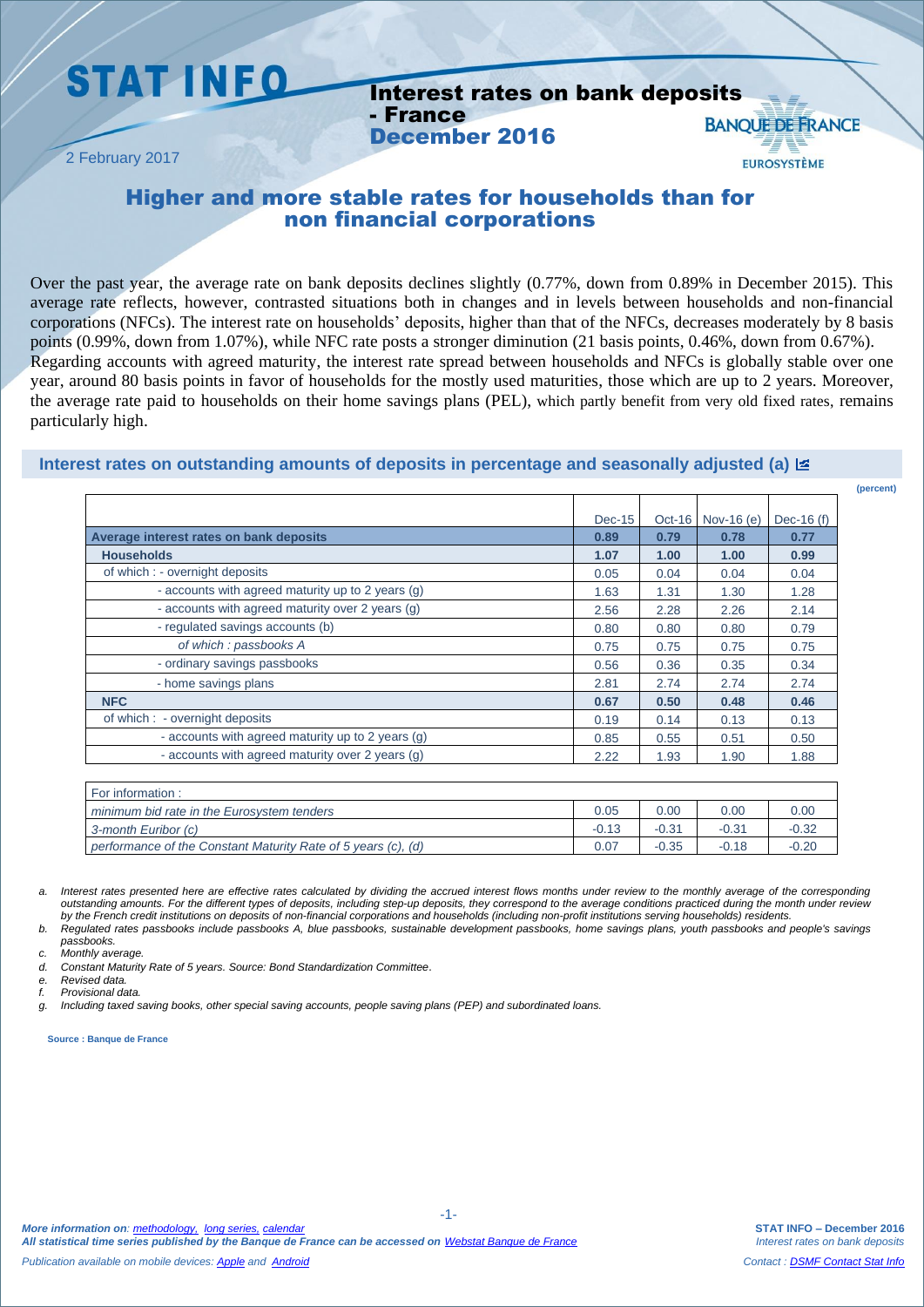# STAT INFO

## Interest rates on bank deposits - France December 2016

2 February 2017

BANQUE DE FRANCE
EUROSYSTÈME

## Higher and more stable rates for households than for non financial corporations

Over the past year, the average rate on bank deposits declines slightly (0.77%, down from 0.89% in December 2015). This average rate reflects, however, contrasted situations both in changes and in levels between households and non-financial corporations (NFCs). The interest rate on households' deposits, higher than that of the NFCs, decreases moderately by 8 basis points (0.99%, down from 1.07%), while NFC rate posts a stronger diminution (21 basis points, 0.46%, down from 0.67%).
Regarding accounts with agreed maturity, the interest rate spread between households and NFCs is globally stable over one year, around 80 basis points in favor of households for the mostly used maturities, those which are up to 2 years. Moreover, the average rate paid to households on their home savings plans (PEL), which partly benefit from very old fixed rates, remains particularly high.

### Interest rates on outstanding amounts of deposits in percentage and seasonally adjusted (a)

(percent)

| | Dec-15 | Oct-16 | Nov-16 (e) | Dec-16 (f) |
|---|---|---|---|---|
| **Average interest rates on bank deposits** | **0.89** | **0.79** | **0.78** | **0.77** |
| **Households** | **1.07** | **1.00** | **1.00** | **0.99** |
| of which : - overnight deposits | 0.05 | 0.04 | 0.04 | 0.04 |
| - accounts with agreed maturity up to 2 years (g) | 1.63 | 1.31 | 1.30 | 1.28 |
| - accounts with agreed maturity over 2 years (g) | 2.56 | 2.28 | 2.26 | 2.14 |
| - regulated savings accounts (b) | 0.80 | 0.80 | 0.80 | 0.79 |
| *of which : passbooks A* | 0.75 | 0.75 | 0.75 | 0.75 |
| - ordinary savings passbooks | 0.56 | 0.36 | 0.35 | 0.34 |
| - home savings plans | 2.81 | 2.74 | 2.74 | 2.74 |
| **NFC** | **0.67** | **0.50** | **0.48** | **0.46** |
| of which : - overnight deposits | 0.19 | 0.14 | 0.13 | 0.13 |
| - accounts with agreed maturity up to 2 years (g) | 0.85 | 0.55 | 0.51 | 0.50 |
| - accounts with agreed maturity over 2 years (g) | 2.22 | 1.93 | 1.90 | 1.88 |

| For information : | | | | |
|---|---|---|---|---|
| *minimum bid rate in the Eurosystem tenders* | 0.05 | 0.00 | 0.00 | 0.00 |
| *3-month Euribor (c)* | -0.13 | -0.31 | -0.31 | -0.32 |
| *performance of the Constant Maturity Rate of 5 years (c), (d)* | 0.07 | -0.35 | -0.18 | -0.20 |

a. *Interest rates presented here are effective rates calculated by dividing the accrued interest flows months under review to the monthly average of the corresponding outstanding amounts. For the different types of deposits, including step-up deposits, they correspond to the average conditions practiced during the month under review by the French credit institutions on deposits of non-financial corporations and households (including non-profit institutions serving households) residents.*
b. *Regulated rates passbooks include passbooks A, blue passbooks, sustainable development passbooks, home savings plans, youth passbooks and people's savings passbooks.*
c. *Monthly average.*
d. *Constant Maturity Rate of 5 years. Source: Bond Standardization Committee.*
e. *Revised data.*
f. *Provisional data.*
g. *Including taxed saving books, other special saving accounts, people saving plans (PEP) and subordinated loans.*

**Source : Banque de France**

*More information on: methodology, long series, calendar*
***All statistical time series published by the Banque de France can be accessed on Webstat Banque de France***
*Publication available on mobile devices: Apple and Android*

*Contact : DSMF Contact Stat Info*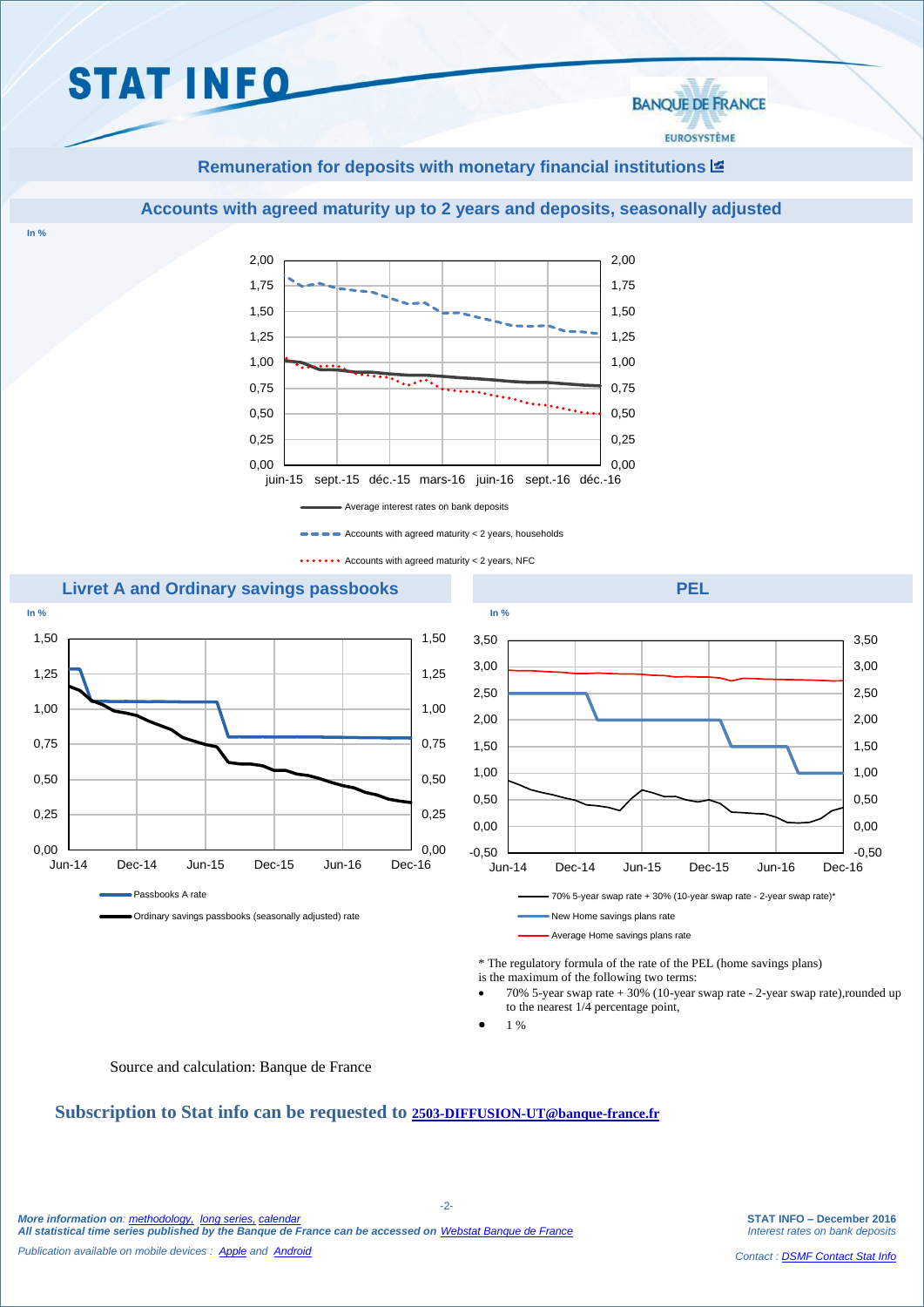## Remuneration for deposits with monetary financial institutions

### Accounts with agreed maturity up to 2 years and deposits, seasonally adjusted

In %

2,00
1,75
1,50
1,25
1,00
0,75
0,50
0,25
0,00

juin-15 sept.-15 déc.-15 mars-16 juin-16 sept.-16 déc.-16

Average interest rates on bank deposits

Accounts with agreed maturity < 2 years, households

Accounts with agreed maturity < 2 years, NFC

### Livret A and Ordinary savings passbooks

In %

1,50
1,25
1,00
0,75
0,50
0,25
0,00

Jun-14 Dec-14 Jun-15 Dec-15 Jun-16 Dec-16

Passbooks A rate

Ordinary savings passbooks (seasonally adjusted) rate

### PEL

In %

3,50
3,00
2,50
2,00
1,50
1,00
0,50
0,00
-0,50

Jun-14 Dec-14 Jun-15 Dec-15 Jun-16 Dec-16

70% 5-year swap rate + 30% (10-year swap rate - 2-year swap rate)*

New Home savings plans rate

Average Home savings plans rate

\* The regulatory formula of the rate of the PEL (home savings plans) is the maximum of the following two terms:

- 70% 5-year swap rate + 30% (10-year swap rate - 2-year swap rate),rounded up to the nearest 1/4 percentage point,
- 1 %

Source and calculation: Banque de France

**Subscription to Stat info can be requested to 2503-DIFFUSION-UT@banque-france.fr**

*More information on: methodology, long series, calendar*
*All statistical time series published by the Banque de France can be accessed on Webstat Banque de France*

*Publication available on mobile devices : Apple and Android*

*Contact : DSMF Contact Stat Info*